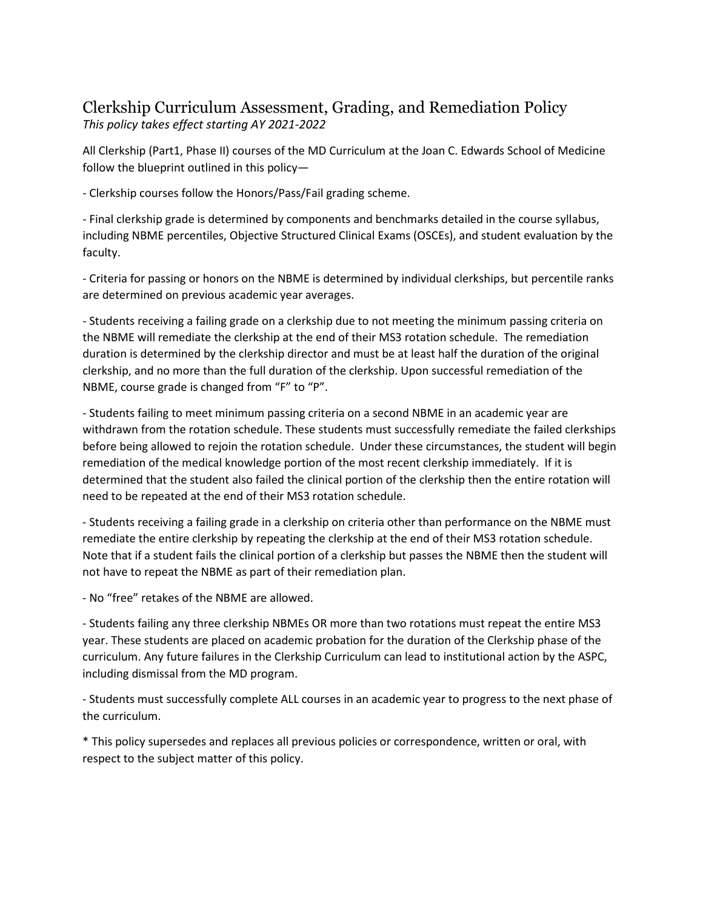# Clerkship Curriculum Assessment, Grading, and Remediation Policy

*This policy takes effect starting AY 2021-2022*

All Clerkship (Part1, Phase II) courses of the MD Curriculum at the Joan C. Edwards School of Medicine follow the blueprint outlined in this policy—

- Clerkship courses follow the Honors/Pass/Fail grading scheme.

- Final clerkship grade is determined by components and benchmarks detailed in the course syllabus, including NBME percentiles, Objective Structured Clinical Exams (OSCEs), and student evaluation by the faculty.

- Criteria for passing or honors on the NBME is determined by individual clerkships, but percentile ranks are determined on previous academic year averages.

- Students receiving a failing grade on a clerkship due to not meeting the minimum passing criteria on the NBME will remediate the clerkship at the end of their MS3 rotation schedule. The remediation duration is determined by the clerkship director and must be at least half the duration of the original clerkship, and no more than the full duration of the clerkship. Upon successful remediation of the NBME, course grade is changed from "F" to "P".

- Students failing to meet minimum passing criteria on a second NBME in an academic year are withdrawn from the rotation schedule. These students must successfully remediate the failed clerkships before being allowed to rejoin the rotation schedule. Under these circumstances, the student will begin remediation of the medical knowledge portion of the most recent clerkship immediately. If it is determined that the student also failed the clinical portion of the clerkship then the entire rotation will need to be repeated at the end of their MS3 rotation schedule.

- Students receiving a failing grade in a clerkship on criteria other than performance on the NBME must remediate the entire clerkship by repeating the clerkship at the end of their MS3 rotation schedule. Note that if a student fails the clinical portion of a clerkship but passes the NBME then the student will not have to repeat the NBME as part of their remediation plan.

- No "free" retakes of the NBME are allowed.

- Students failing any three clerkship NBMEs OR more than two rotations must repeat the entire MS3 year. These students are placed on academic probation for the duration of the Clerkship phase of the curriculum. Any future failures in the Clerkship Curriculum can lead to institutional action by the ASPC, including dismissal from the MD program.

- Students must successfully complete ALL courses in an academic year to progress to the next phase of the curriculum.

* This policy supersedes and replaces all previous policies or correspondence, written or oral, with respect to the subject matter of this policy.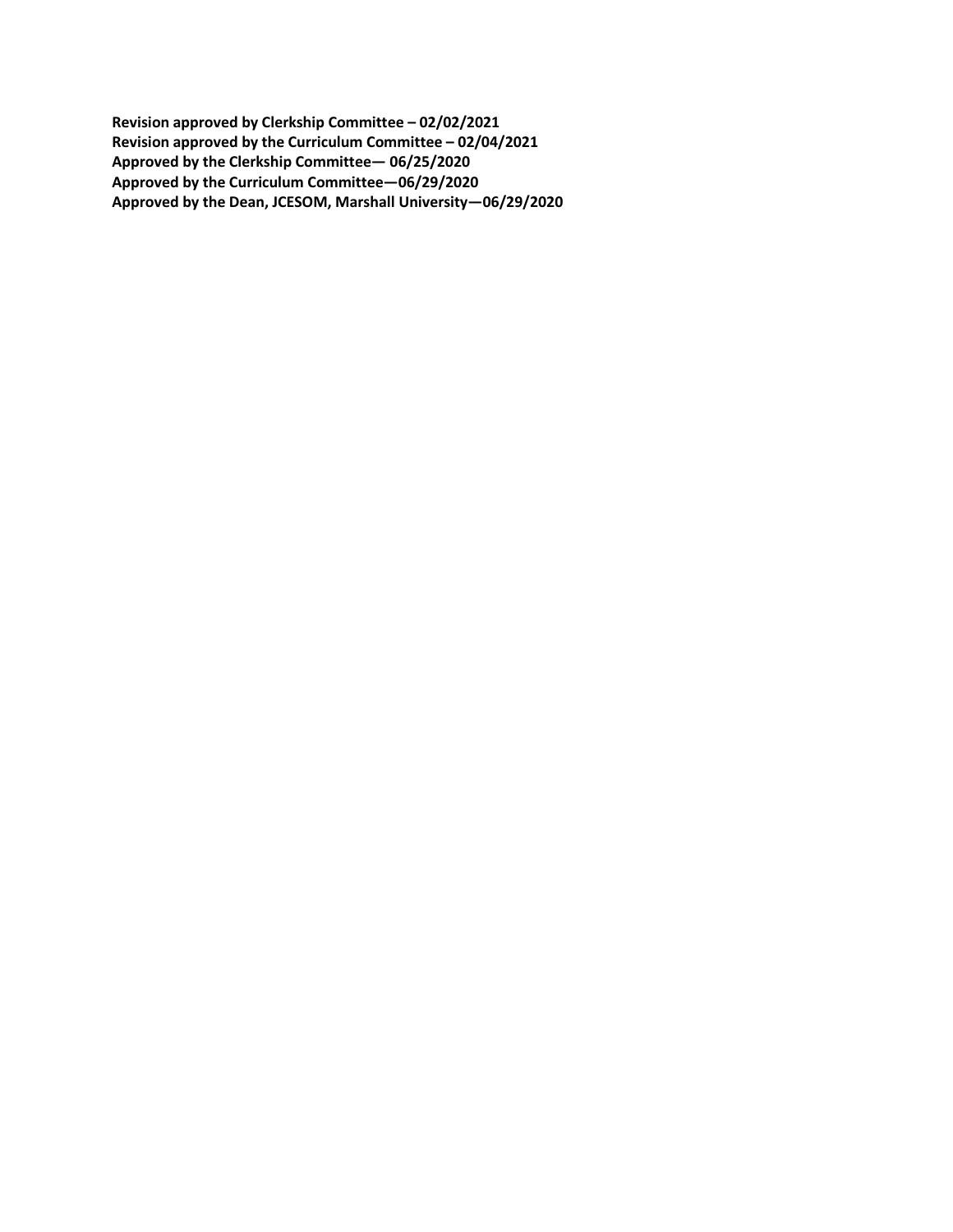**Revision approved by Clerkship Committee – 02/02/2021**
**Revision approved by the Curriculum Committee – 02/04/2021**
**Approved by the Clerkship Committee— 06/25/2020**
**Approved by the Curriculum Committee—06/29/2020**
**Approved by the Dean, JCESOM, Marshall University—06/29/2020**